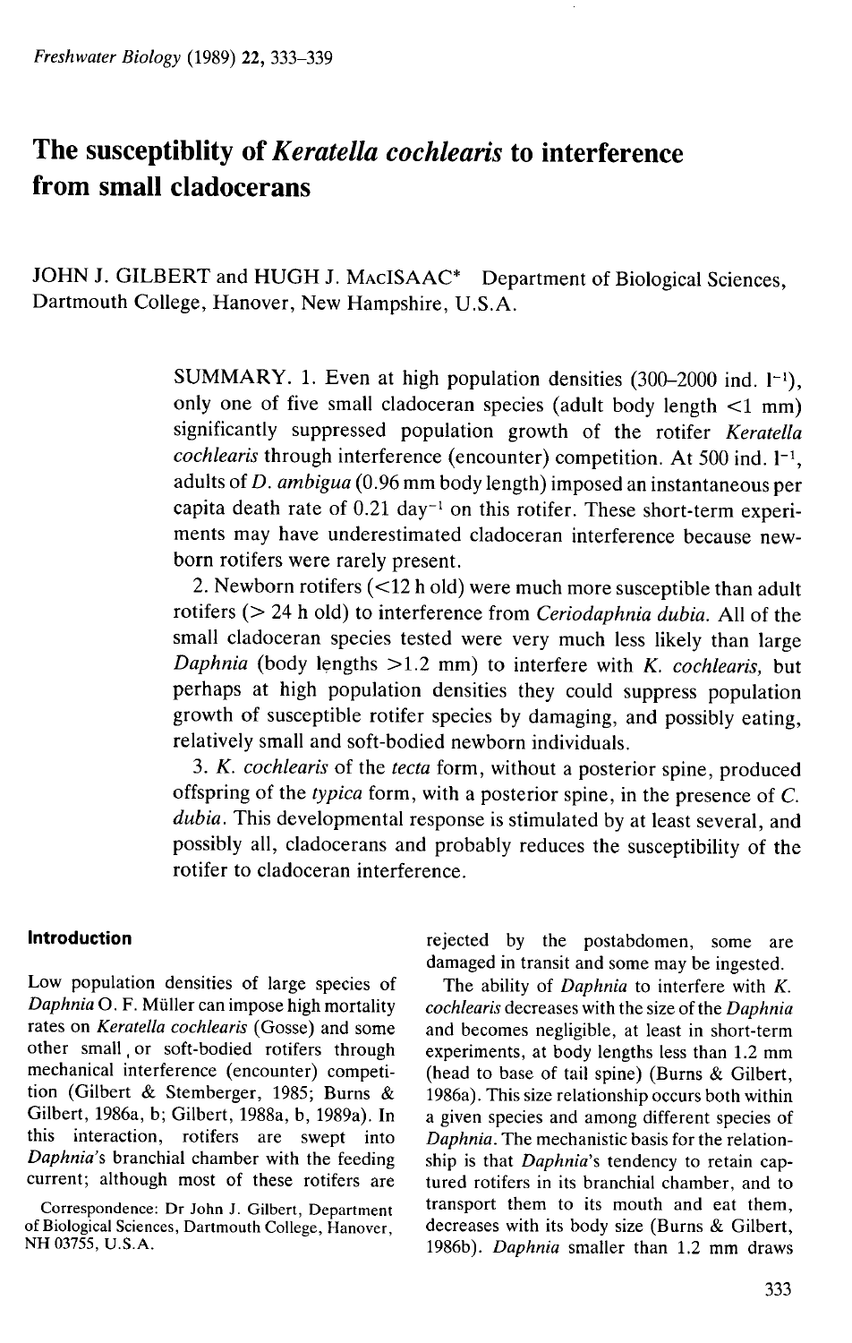# The susceptiblity of *Keratella cochlearis* to interference from small cladocerans

JOHN J. GILBERT and HUGH J. MacISAAC* Department of Biological Sciences, Dartmouth College, Hanover, New Hampshire, U.S.A.

SUMMARY. 1. Even at high population densities (300–2000 ind. $l^{-1}$), only one of five small cladoceran species (adult body length <1 mm) significantly suppressed population growth of the rotifer *Keratella cochlearis* through interference (encounter) competition. At 500 ind. $l^{-1}$, adults of *D. ambigua* (0.96 mm body length) imposed an instantaneous per capita death rate of 0.21 $day^{-1}$ on this rotifer. These short-term experiments may have underestimated cladoceran interference because newborn rotifers were rarely present.

2. Newborn rotifers (<12 h old) were much more susceptible than adult rotifers (> 24 h old) to interference from *Ceriodaphnia dubia*. All of the small cladoceran species tested were very much less likely than large *Daphnia* (body lengths >1.2 mm) to interfere with *K. cochlearis*, but perhaps at high population densities they could suppress population growth of susceptible rotifer species by damaging, and possibly eating, relatively small and soft-bodied newborn individuals.

3. *K. cochlearis* of the *tecta* form, without a posterior spine, produced offspring of the *typica* form, with a posterior spine, in the presence of *C. dubia*. This developmental response is stimulated by at least several, and possibly all, cladocerans and probably reduces the susceptibility of the rotifer to cladoceran interference.

## Introduction

Low population densities of large species of *Daphnia* O. F. Müller can impose high mortality rates on *Keratella cochlearis* (Gosse) and some other small, or soft-bodied rotifers through mechanical interference (encounter) competition (Gilbert & Stemberger, 1985; Burns & Gilbert, 1986a, b; Gilbert, 1988a, b, 1989a). In this interaction, rotifers are swept into *Daphnia*'s branchial chamber with the feeding current; although most of these rotifers are rejected by the postabdomen, some are damaged in transit and some may be ingested.

The ability of *Daphnia* to interfere with *K. cochlearis* decreases with the size of the *Daphnia* and becomes negligible, at least in short-term experiments, at body lengths less than 1.2 mm (head to base of tail spine) (Burns & Gilbert, 1986a). This size relationship occurs both within a given species and among different species of *Daphnia*. The mechanistic basis for the relationship is that *Daphnia*'s tendency to retain captured rotifers in its branchial chamber, and to transport them to its mouth and eat them, decreases with its body size (Burns & Gilbert, 1986b). *Daphnia* smaller than 1.2 mm draws

Correspondence: Dr John J. Gilbert, Department of Biological Sciences, Dartmouth College, Hanover, NH 03755, U.S.A.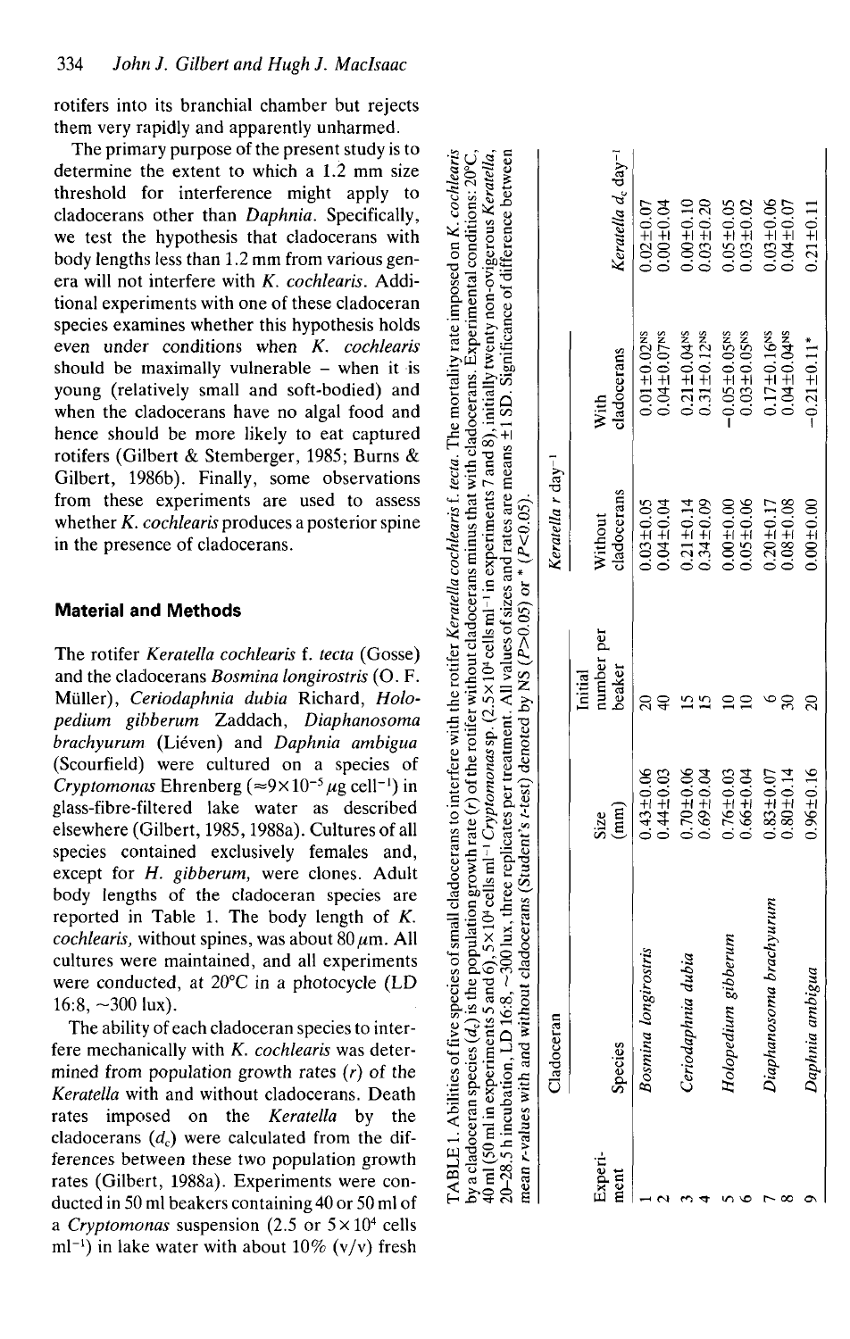rotifers into its branchial chamber but rejects them very rapidly and apparently unharmed.

The primary purpose of the present study is to determine the extent to which a 1.2 mm size threshold for interference might apply to cladocerans other than *Daphnia*. Specifically, we test the hypothesis that cladocerans with body lengths less than 1.2 mm from various genera will not interfere with *K. cochlearis*. Additional experiments with one of these cladoceran species examines whether this hypothesis holds even under conditions when *K. cochlearis* should be maximally vulnerable – when it is young (relatively small and soft-bodied) and when the cladocerans have no algal food and hence should be more likely to eat captured rotifers (Gilbert & Stemberger, 1985; Burns & Gilbert, 1986b). Finally, some observations from these experiments are used to assess whether *K. cochlearis* produces a posterior spine in the presence of cladocerans.

## Material and Methods

The rotifer *Keratella cochlearis* f. *tecta* (Gosse) and the cladocerans *Bosmina longirostris* (O. F. Müller), *Ceriodaphnia dubia* Richard, *Holopedium gibberum* Zaddach, *Diaphanosoma brachyurum* (Liéven) and *Daphnia ambigua* (Scourfield) were cultured on a species of *Cryptomonas* Ehrenberg ($\approx 9\times10^{-5}\,\mu$g cell$^{-1}$) in glass-fibre-filtered lake water as described elsewhere (Gilbert, 1985, 1988a). Cultures of all species contained exclusively females and, except for *H. gibberum*, were clones. Adult body lengths of the cladoceran species are reported in Table 1. The body length of *K. cochlearis*, without spines, was about 80 $\mu$m. All cultures were maintained, and all experiments were conducted, at 20°C in a photocycle (LD 16:8, ~300 lux).

The ability of each cladoceran species to interfere mechanically with *K. cochlearis* was determined from population growth rates ($r$) of the *Keratella* with and without cladocerans. Death rates imposed on the *Keratella* by the cladocerans ($d_c$) were calculated from the differences between these two population growth rates (Gilbert, 1988a). Experiments were conducted in 50 ml beakers containing 40 or 50 ml of a *Cryptomonas* suspension (2.5 or $5\times10^4$ cells ml$^{-1}$) in lake water with about 10% (v/v) fresh

TABLE 1. Abilities of five species of small cladocerans to interfere with the rotifer *Keratella cochlearis* f. *tecta*. The mortality rate imposed on *K. cochlearis* by a cladoceran species ($d_c$) is the population growth rate ($r$) of the rotifer without cladocerans minus that with cladocerans. Experimental conditions: 20°C, 40 ml (50 ml in experiments 5 and 6), $5\times10^4$ cells ml$^{-1}$ *Cryptomonas* sp. ($2.5\times10^4$ cells ml$^{-1}$ in experiments 7 and 8), initially twenty non-ovigerous *Keratella*, 20–28.5 h incubation, LD 16:8, ~300 lux, three replicates per treatment. All values of sizes and rates are means ±1 SD. Significance of difference between mean $r$-values with and without cladocerans (Student's $t$-test) denoted by NS ($P>0.05$) or * ($P<0.05$).

| Experiment | Cladoceran | | | *Keratella r* day$^{-1}$ | | |
|---|---|---|---|---|---|---|
| | Species | Size (mm) | Initial number per beaker | Without cladocerans | With cladocerans | *Keratella* $d_c$ day$^{-1}$ |
| 1 | *Bosmina longirostris* | 0.43±0.06 | 20 | 0.03±0.05 | 0.01±0.02$^{NS}$ | 0.02±0.07 |
| 2 | | 0.44±0.03 | 40 | 0.04±0.04 | 0.04±0.07$^{NS}$ | 0.00±0.04 |
| 3 | *Ceriodaphnia dubia* | 0.70±0.06 | 15 | 0.21±0.14 | 0.21±0.04$^{NS}$ | 0.00±0.10 |
| 4 | | 0.69±0.04 | 15 | 0.34±0.09 | 0.31±0.12$^{NS}$ | 0.03±0.20 |
| 5 | *Holopedium gibberum* | 0.76±0.03 | 10 | 0.00±0.00 | −0.05±0.05$^{NS}$ | 0.05±0.05 |
| 6 | | 0.66±0.04 | 10 | 0.05±0.06 | 0.03±0.05$^{NS}$ | 0.03±0.02 |
| 7 | *Diaphanosoma brachyurum* | 0.83±0.07 | 6 | 0.20±0.17 | 0.17±0.16$^{NS}$ | 0.03±0.06 |
| 8 | | 0.80±0.14 | 30 | 0.08±0.08 | 0.04±0.04$^{NS}$ | 0.04±0.07 |
| 9 | *Daphnia ambigua* | 0.96±0.16 | 20 | 0.00±0.00 | −0.21±0.11* | 0.21±0.11 |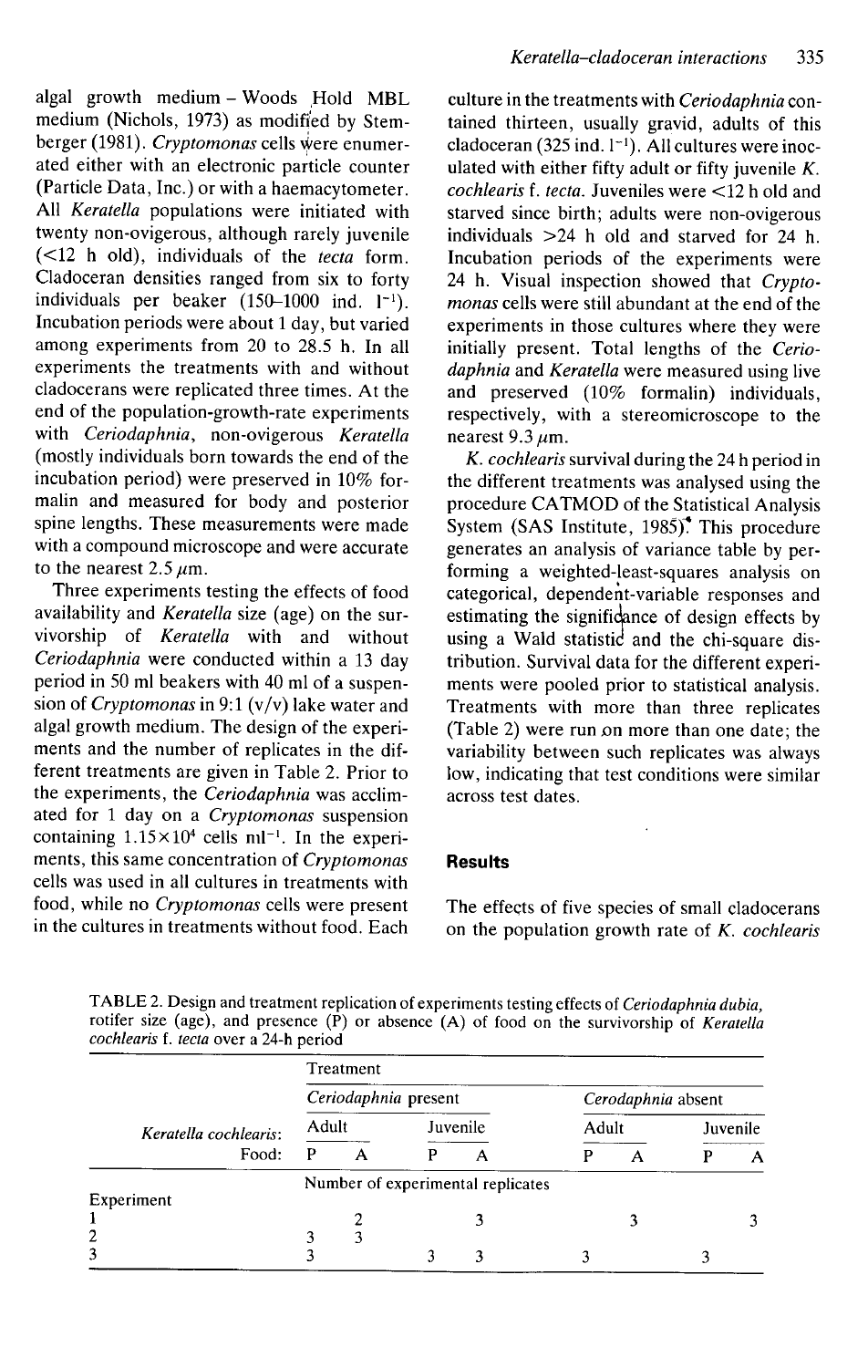algal growth medium – Woods Hold MBL medium (Nichols, 1973) as modified by Stemberger (1981). *Cryptomonas* cells were enumerated either with an electronic particle counter (Particle Data, Inc.) or with a haemacytometer. All *Keratella* populations were initiated with twenty non-ovigerous, although rarely juvenile (<12 h old), individuals of the *tecta* form. Cladoceran densities ranged from six to forty individuals per beaker (150–1000 ind. $l^{-1}$). Incubation periods were about 1 day, but varied among experiments from 20 to 28.5 h. In all experiments the treatments with and without cladocerans were replicated three times. At the end of the population-growth-rate experiments with *Ceriodaphnia*, non-ovigerous *Keratella* (mostly individuals born towards the end of the incubation period) were preserved in 10% formalin and measured for body and posterior spine lengths. These measurements were made with a compound microscope and were accurate to the nearest 2.5 $\mu$m.

Three experiments testing the effects of food availability and *Keratella* size (age) on the survivorship of *Keratella* with and without *Ceriodaphnia* were conducted within a 13 day period in 50 ml beakers with 40 ml of a suspension of *Cryptomonas* in 9:1 (v/v) lake water and algal growth medium. The design of the experiments and the number of replicates in the different treatments are given in Table 2. Prior to the experiments, the *Ceriodaphnia* was acclimated for 1 day on a *Cryptomonas* suspension containing $1.15 \times 10^4$ cells $ml^{-1}$. In the experiments, this same concentration of *Cryptomonas* cells was used in all cultures in treatments with food, while no *Cryptomonas* cells were present in the cultures in treatments without food. Each culture in the treatments with *Ceriodaphnia* contained thirteen, usually gravid, adults of this cladoceran (325 ind. $l^{-1}$). All cultures were inoculated with either fifty adult or fifty juvenile *K. cochlearis* f. *tecta*. Juveniles were <12 h old and starved since birth; adults were non-ovigerous individuals >24 h old and starved for 24 h. Incubation periods of the experiments were 24 h. Visual inspection showed that *Cryptomonas* cells were still abundant at the end of the experiments in those cultures where they were initially present. Total lengths of the *Ceriodaphnia* and *Keratella* were measured using live and preserved (10% formalin) individuals, respectively, with a stereomicroscope to the nearest 9.3 $\mu$m.

*K. cochlearis* survival during the 24 h period in the different treatments was analysed using the procedure CATMOD of the Statistical Analysis System (SAS Institute, 1985). This procedure generates an analysis of variance table by performing a weighted-least-squares analysis on categorical, dependent-variable responses and estimating the significance of design effects by using a Wald statistic and the chi-square distribution. Survival data for the different experiments were pooled prior to statistical analysis. Treatments with more than three replicates (Table 2) were run on more than one date; the variability between such replicates was always low, indicating that test conditions were similar across test dates.

## Results

The effects of five species of small cladocerans on the population growth rate of *K. cochlearis*

TABLE 2. Design and treatment replication of experiments testing effects of *Ceriodaphnia dubia*, rotifer size (age), and presence (P) or absence (A) of food on the survivorship of *Keratella cochlearis* f. *tecta* over a 24-h period

| | Treatment | | | | | | | |
|---|---|---|---|---|---|---|---|---|
| | *Ceriodaphnia* present | | | | *Cerodaphnia* absent | | | |
| *Keratella cochlearis*: | Adult | | Juvenile | | Adult | | Juvenile | |
| Food: | P | A | P | A | P | A | P | A |
| | Number of experimental replicates | | | | | | | |
| Experiment | | | | | | | | |
| 1 | | 2 | | 3 | | 3 | | 3 |
| 2 | 3 | 3 | | | | | | |
| 3 | 3 | | 3 | 3 | 3 | | 3 | |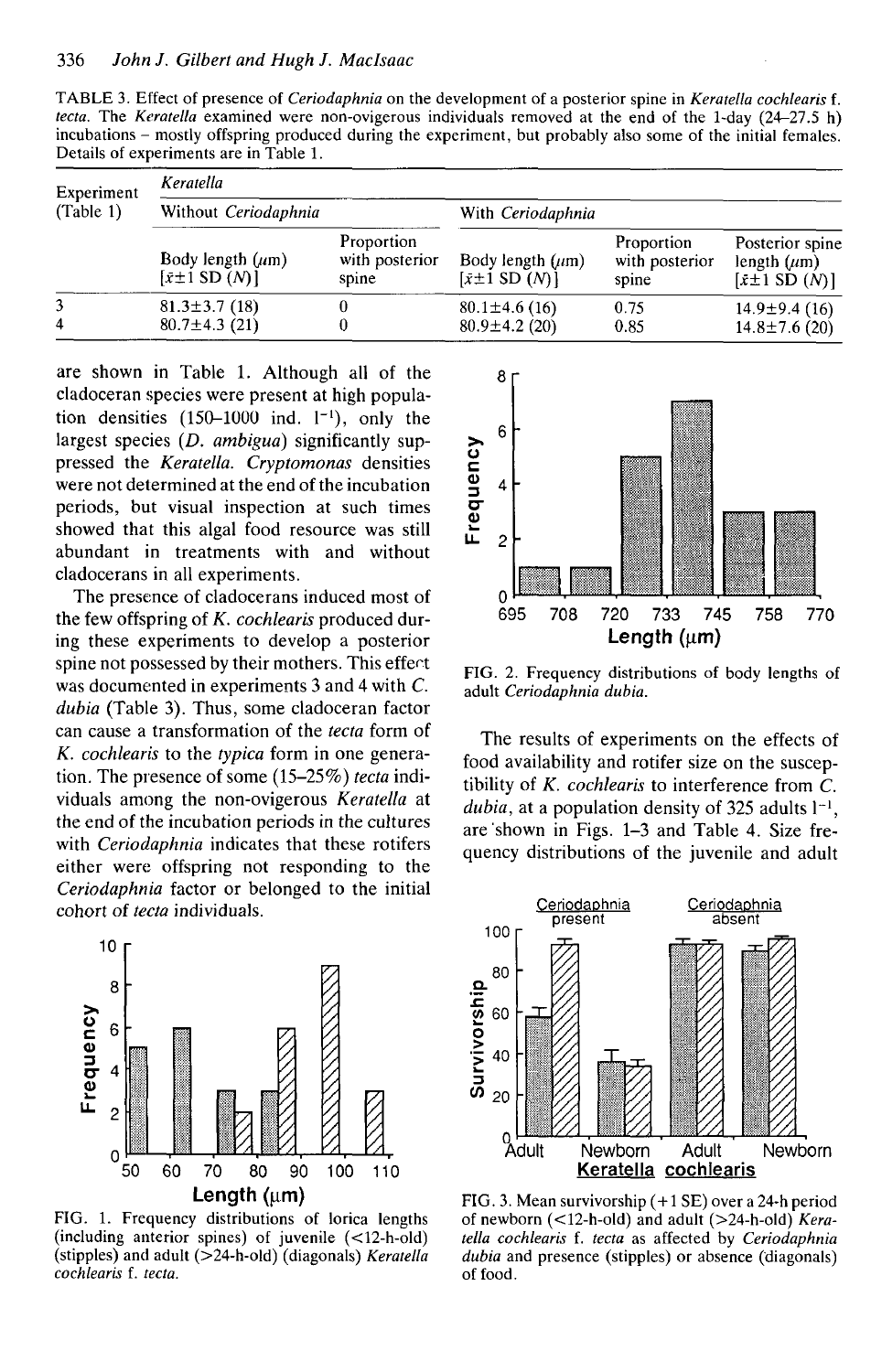TABLE 3. Effect of presence of *Ceriodaphnia* on the development of a posterior spine in *Keratella cochlearis* f. *tecta*. The *Keratella* examined were non-ovigerous individuals removed at the end of the 1-day (24–27.5 h) incubations – mostly offspring produced during the experiment, but probably also some of the initial females. Details of experiments are in Table 1.

| Experiment (Table 1) | *Keratella* | | | | |
|---|---|---|---|---|---|
| | Without *Ceriodaphnia* | | With *Ceriodaphnia* | | |
| | Body length (μm) [$\bar{x}$±1 SD (*N*)] | Proportion with posterior spine | Body length (μm) [$\bar{x}$±1 SD (*N*)] | Proportion with posterior spine | Posterior spine length (μm) [$\bar{x}$±1 SD (*N*)] |
| 3 | 81.3±3.7 (18) | 0 | 80.1±4.6 (16) | 0.75 | 14.9±9.4 (16) |
| 4 | 80.7±4.3 (21) | 0 | 80.9±4.2 (20) | 0.85 | 14.8±7.6 (20) |

are shown in Table 1. Although all of the cladoceran species were present at high population densities (150–1000 ind. $l^{-1}$), only the largest species (*D. ambigua*) significantly suppressed the *Keratella*. *Cryptomonas* densities were not determined at the end of the incubation periods, but visual inspection at such times showed that this algal food resource was still abundant in treatments with and without cladocerans in all experiments.

The presence of cladocerans induced most of the few offspring of *K. cochlearis* produced during these experiments to develop a posterior spine not possessed by their mothers. This effect was documented in experiments 3 and 4 with *C. dubia* (Table 3). Thus, some cladoceran factor can cause a transformation of the *tecta* form of *K. cochlearis* to the *typica* form in one generation. The presence of some (15–25%) *tecta* individuals among the non-ovigerous *Keratella* at the end of the incubation periods in the cultures with *Ceriodaphnia* indicates that these rotifers either were offspring not responding to the *Ceriodaphnia* factor or belonged to the initial cohort of *tecta* individuals.

FIG. 1. Frequency distributions of lorica lengths (including anterior spines) of juvenile (<12-h-old) (stipples) and adult (>24-h-old) (diagonals) *Keratella cochlearis* f. *tecta*.

FIG. 2. Frequency distributions of body lengths of adult *Ceriodaphnia dubia*.

The results of experiments on the effects of food availability and rotifer size on the susceptibility of *K. cochlearis* to interference from *C. dubia*, at a population density of 325 adults $l^{-1}$, are shown in Figs. 1–3 and Table 4. Size frequency distributions of the juvenile and adult

FIG. 3. Mean survivorship (+1 SE) over a 24-h period of newborn (<12-h-old) and adult (>24-h-old) *Keratella cochlearis* f. *tecta* as affected by *Ceriodaphnia dubia* and presence (stipples) or absence (diagonals) of food.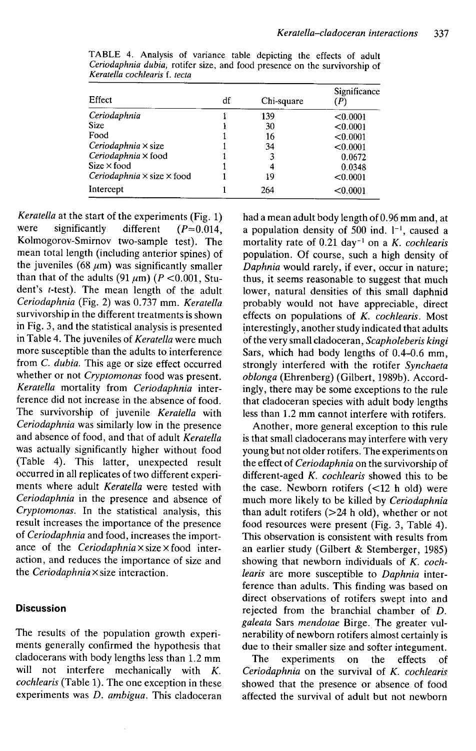TABLE 4. Analysis of variance table depicting the effects of adult *Ceriodaphnia dubia*, rotifer size, and food presence on the survivorship of *Keratella cochlearis* f. *tecta*

| Effect | df | Chi-square | Significance (*P*) |
|---|---|---|---|
| *Ceriodaphnia* | 1 | 139 | <0.0001 |
| Size | 1 | 30 | <0.0001 |
| Food | 1 | 16 | <0.0001 |
| *Ceriodaphnia* × size | 1 | 34 | <0.0001 |
| *Ceriodaphnia* × food | 1 | 3 | 0.0672 |
| Size × food | 1 | 4 | 0.0348 |
| *Ceriodaphnia* × size × food | 1 | 19 | <0.0001 |
| Intercept | 1 | 264 | <0.0001 |

*Keratella* at the start of the experiments (Fig. 1) were significantly different ($P$=0.014, Kolmogorov-Smirnov two-sample test). The mean total length (including anterior spines) of the juveniles (68 $\mu$m) was significantly smaller than that of the adults (91 $\mu$m) ($P$ <0.001, Student's *t*-test). The mean length of the adult *Ceriodaphnia* (Fig. 2) was 0.737 mm. *Keratella* survivorship in the different treatments is shown in Fig. 3, and the statistical analysis is presented in Table 4. The juveniles of *Keratella* were much more susceptible than the adults to interference from *C. dubia*. This age or size effect occurred whether or not *Cryptomonas* food was present. *Keratella* mortality from *Ceriodaphnia* interference did not increase in the absence of food. The survivorship of juvenile *Keratella* with *Ceriodaphnia* was similarly low in the presence and absence of food, and that of adult *Keratella* was actually significantly higher without food (Table 4). This latter, unexpected result occurred in all replicates of two different experiments where adult *Keratella* were tested with *Ceriodaphnia* in the presence and absence of *Cryptomonas*. In the statistical analysis, this result increases the importance of the presence of *Ceriodaphnia* and food, increases the importance of the *Ceriodaphnia* × size × food interaction, and reduces the importance of size and the *Ceriodaphnia* × size interaction.

## Discussion

The results of the population growth experiments generally confirmed the hypothesis that cladocerans with body lengths less than 1.2 mm will not interfere mechanically with *K. cochlearis* (Table 1). The one exception in these experiments was *D. ambigua*. This cladoceran had a mean adult body length of 0.96 mm and, at a population density of 500 ind. $l^{-1}$, caused a mortality rate of 0.21 $day^{-1}$ on a *K. cochlearis* population. Of course, such a high density of *Daphnia* would rarely, if ever, occur in nature; thus, it seems reasonable to suggest that much lower, natural densities of this small daphnid probably would not have appreciable, direct effects on populations of *K. cochlearis*. Most interestingly, another study indicated that adults of the very small cladoceran, *Scapholeberis kingi* Sars, which had body lengths of 0.4–0.6 mm, strongly interfered with the rotifer *Synchaeta oblonga* (Ehrenberg) (Gilbert, 1989b). Accordingly, there may be some exceptions to the rule that cladoceran species with adult body lengths less than 1.2 mm cannot interfere with rotifers.

Another, more general exception to this rule is that small cladocerans may interfere with very young but not older rotifers. The experiments on the effect of *Ceriodaphnia* on the survivorship of different-aged *K. cochlearis* showed this to be the case. Newborn rotifers (<12 h old) were much more likely to be killed by *Ceriodaphnia* than adult rotifers (>24 h old), whether or not food resources were present (Fig. 3, Table 4). This observation is consistent with results from an earlier study (Gilbert & Stemberger, 1985) showing that newborn individuals of *K. cochlearis* are more susceptible to *Daphnia* interference than adults. This finding was based on direct observations of rotifers swept into and rejected from the branchial chamber of *D. galeata* Sars *mendotae* Birge. The greater vulnerability of newborn rotifers almost certainly is due to their smaller size and softer integument.

The experiments on the effects of *Ceriodaphnia* on the survival of *K. cochlearis* showed that the presence or absence of food affected the survival of adult but not newborn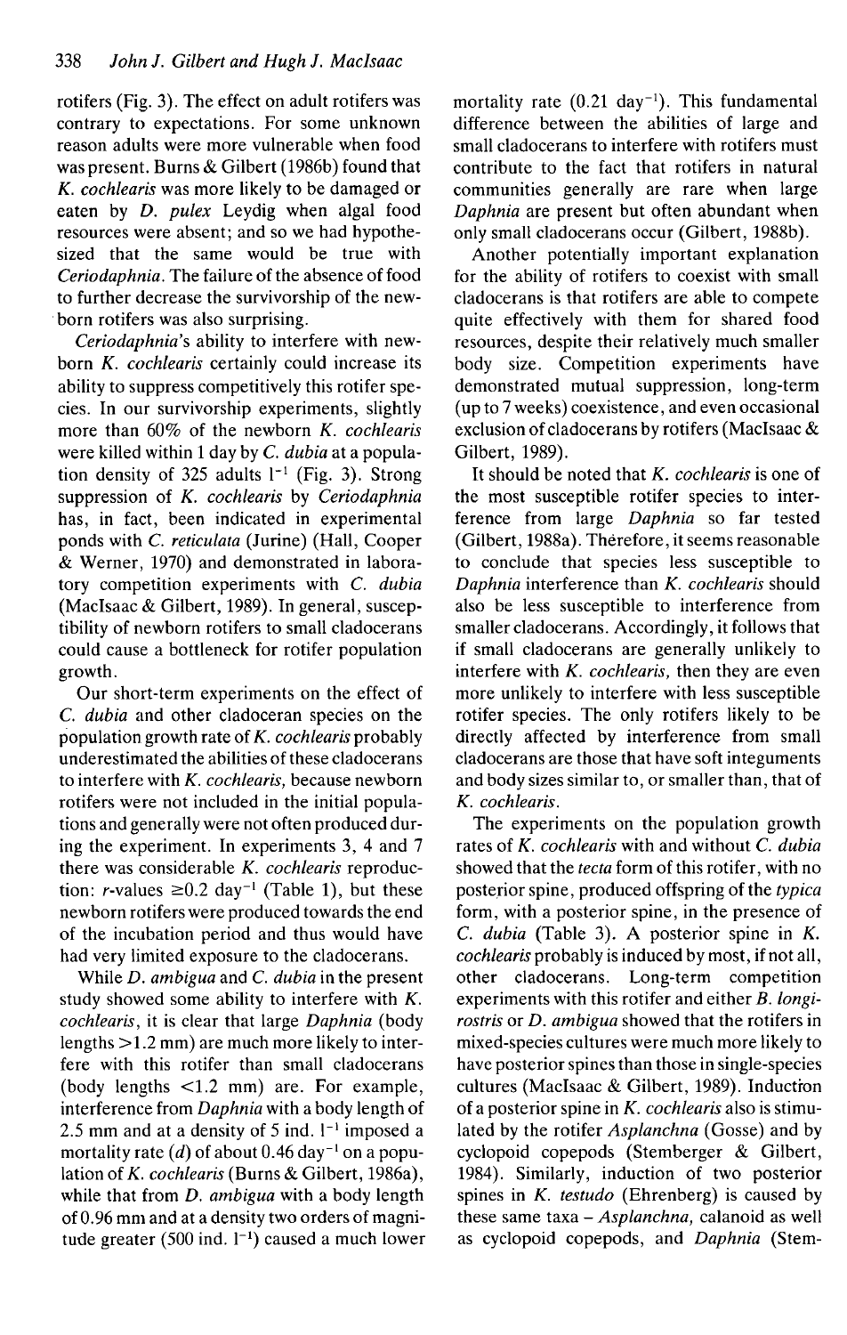rotifers (Fig. 3). The effect on adult rotifers was contrary to expectations. For some unknown reason adults were more vulnerable when food was present. Burns & Gilbert (1986b) found that *K. cochlearis* was more likely to be damaged or eaten by *D. pulex* Leydig when algal food resources were absent; and so we had hypothesized that the same would be true with *Ceriodaphnia*. The failure of the absence of food to further decrease the survivorship of the newborn rotifers was also surprising.

*Ceriodaphnia*'s ability to interfere with newborn *K. cochlearis* certainly could increase its ability to suppress competitively this rotifer species. In our survivorship experiments, slightly more than 60% of the newborn *K. cochlearis* were killed within 1 day by *C. dubia* at a population density of 325 adults $l^{-1}$ (Fig. 3). Strong suppression of *K. cochlearis* by *Ceriodaphnia* has, in fact, been indicated in experimental ponds with *C. reticulata* (Jurine) (Hall, Cooper & Werner, 1970) and demonstrated in laboratory competition experiments with *C. dubia* (MacIsaac & Gilbert, 1989). In general, susceptibility of newborn rotifers to small cladocerans could cause a bottleneck for rotifer population growth.

Our short-term experiments on the effect of *C. dubia* and other cladoceran species on the population growth rate of *K. cochlearis* probably underestimated the abilities of these cladocerans to interfere with *K. cochlearis*, because newborn rotifers were not included in the initial populations and generally were not often produced during the experiment. In experiments 3, 4 and 7 there was considerable *K. cochlearis* reproduction: *r*-values $\geq 0.2$ day$^{-1}$ (Table 1), but these newborn rotifers were produced towards the end of the incubation period and thus would have had very limited exposure to the cladocerans.

While *D. ambigua* and *C. dubia* in the present study showed some ability to interfere with *K. cochlearis*, it is clear that large *Daphnia* (body lengths >1.2 mm) are much more likely to interfere with this rotifer than small cladocerans (body lengths <1.2 mm) are. For example, interference from *Daphnia* with a body length of 2.5 mm and at a density of 5 ind. $l^{-1}$ imposed a mortality rate (*d*) of about 0.46 day$^{-1}$ on a population of *K. cochlearis* (Burns & Gilbert, 1986a), while that from *D. ambigua* with a body length of 0.96 mm and at a density two orders of magnitude greater (500 ind. $l^{-1}$) caused a much lower mortality rate (0.21 day$^{-1}$). This fundamental difference between the abilities of large and small cladocerans to interfere with rotifers must contribute to the fact that rotifers in natural communities generally are rare when large *Daphnia* are present but often abundant when only small cladocerans occur (Gilbert, 1988b).

Another potentially important explanation for the ability of rotifers to coexist with small cladocerans is that rotifers are able to compete quite effectively with them for shared food resources, despite their relatively much smaller body size. Competition experiments have demonstrated mutual suppression, long-term (up to 7 weeks) coexistence, and even occasional exclusion of cladocerans by rotifers (MacIsaac & Gilbert, 1989).

It should be noted that *K. cochlearis* is one of the most susceptible rotifer species to interference from large *Daphnia* so far tested (Gilbert, 1988a). Therefore, it seems reasonable to conclude that species less susceptible to *Daphnia* interference than *K. cochlearis* should also be less susceptible to interference from smaller cladocerans. Accordingly, it follows that if small cladocerans are generally unlikely to interfere with *K. cochlearis*, then they are even more unlikely to interfere with less susceptible rotifer species. The only rotifers likely to be directly affected by interference from small cladocerans are those that have soft integuments and body sizes similar to, or smaller than, that of *K. cochlearis*.

The experiments on the population growth rates of *K. cochlearis* with and without *C. dubia* showed that the *tecta* form of this rotifer, with no posterior spine, produced offspring of the *typica* form, with a posterior spine, in the presence of *C. dubia* (Table 3). A posterior spine in *K. cochlearis* probably is induced by most, if not all, other cladocerans. Long-term competition experiments with this rotifer and either *B. longirostris* or *D. ambigua* showed that the rotifers in mixed-species cultures were much more likely to have posterior spines than those in single-species cultures (MacIsaac & Gilbert, 1989). Induction of a posterior spine in *K. cochlearis* also is stimulated by the rotifer *Asplanchna* (Gosse) and by cyclopoid copepods (Stemberger & Gilbert, 1984). Similarly, induction of two posterior spines in *K. testudo* (Ehrenberg) is caused by these same taxa – *Asplanchna*, calanoid as well as cyclopoid copepods, and *Daphnia* (Stem-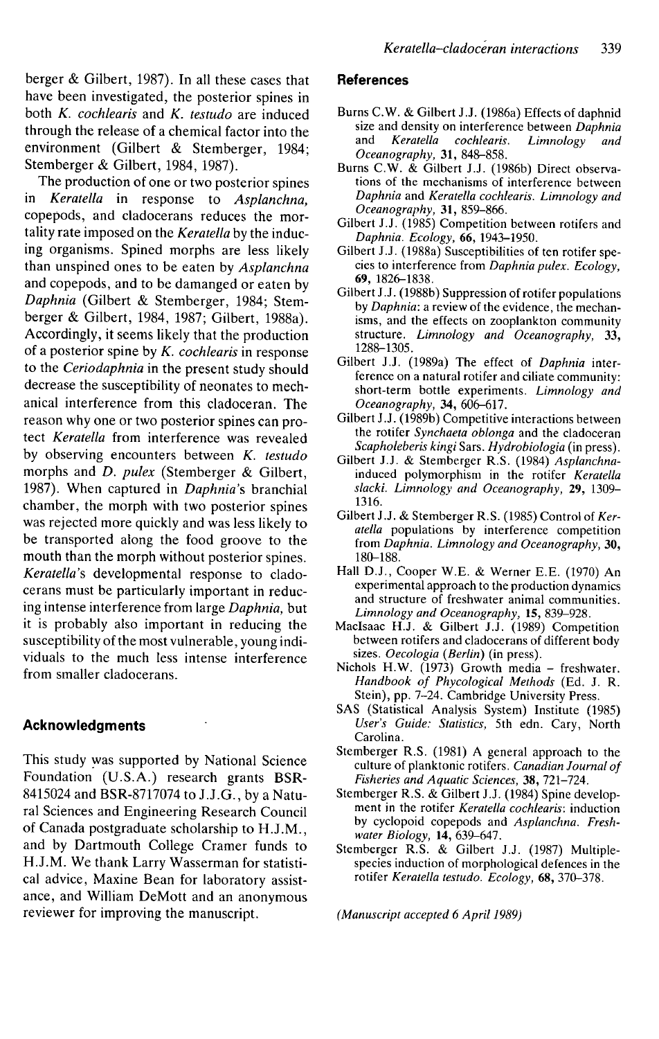berger & Gilbert, 1987). In all these cases that have been investigated, the posterior spines in both *K. cochlearis* and *K. testudo* are induced through the release of a chemical factor into the environment (Gilbert & Stemberger, 1984; Stemberger & Gilbert, 1984, 1987).

The production of one or two posterior spines in *Keratella* in response to *Asplanchna*, copepods, and cladocerans reduces the mortality rate imposed on the *Keratella* by the inducing organisms. Spined morphs are less likely than unspined ones to be eaten by *Asplanchna* and copepods, and to be damanged or eaten by *Daphnia* (Gilbert & Stemberger, 1984; Stemberger & Gilbert, 1984, 1987; Gilbert, 1988a). Accordingly, it seems likely that the production of a posterior spine by *K. cochlearis* in response to the *Ceriodaphnia* in the present study should decrease the susceptibility of neonates to mechanical interference from this cladoceran. The reason why one or two posterior spines can protect *Keratella* from interference was revealed by observing encounters between *K. testudo* morphs and *D. pulex* (Stemberger & Gilbert, 1987). When captured in *Daphnia*'s branchial chamber, the morph with two posterior spines was rejected more quickly and was less likely to be transported along the food groove to the mouth than the morph without posterior spines. *Keratella*'s developmental response to cladocerans must be particularly important in reducing intense interference from large *Daphnia*, but it is probably also important in reducing the susceptibility of the most vulnerable, young individuals to the much less intense interference from smaller cladocerans.

## Acknowledgments

This study was supported by National Science Foundation (U.S.A.) research grants BSR-8415024 and BSR-8717074 to J.J.G., by a Natural Sciences and Engineering Research Council of Canada postgraduate scholarship to H.J.M., and by Dartmouth College Cramer funds to H.J.M. We thank Larry Wasserman for statistical advice, Maxine Bean for laboratory assistance, and William DeMott and an anonymous reviewer for improving the manuscript.

## References

Burns C.W. & Gilbert J.J. (1986a) Effects of daphnid size and density on interference between *Daphnia* and *Keratella cochlearis*. *Limnology and Oceanography*, **31**, 848–858.

Burns C.W. & Gilbert J.J. (1986b) Direct observations of the mechanisms of interference between *Daphnia* and *Keratella cochlearis*. *Limnology and Oceanography*, **31**, 859–866.

Gilbert J.J. (1985) Competition between rotifers and *Daphnia*. *Ecology*, **66**, 1943–1950.

Gilbert J.J. (1988a) Susceptibilities of ten rotifer species to interference from *Daphnia pulex*. *Ecology*, **69**, 1826–1838.

Gilbert J.J. (1988b) Suppression of rotifer populations by *Daphnia*: a review of the evidence, the mechanisms, and the effects on zooplankton community structure. *Limnology and Oceanography*, **33**, 1288–1305.

Gilbert J.J. (1989a) The effect of *Daphnia* interference on a natural rotifer and ciliate community: short-term bottle experiments. *Limnology and Oceanography*, **34**, 606–617.

Gilbert J.J. (1989b) Competitive interactions between the rotifer *Synchaeta oblonga* and the cladoceran *Scapholeberis kingi* Sars. *Hydrobiologia* (in press).

Gilbert J.J. & Stemberger R.S. (1984) *Asplanchna*-induced polymorphism in the rotifer *Keratella slacki*. *Limnology and Oceanography*, **29**, 1309–1316.

Gilbert J.J. & Stemberger R.S. (1985) Control of *Keratella* populations by interference competition from *Daphnia*. *Limnology and Oceanography*, **30**, 180–188.

Hall D.J., Cooper W.E. & Werner E.E. (1970) An experimental approach to the production dynamics and structure of freshwater animal communities. *Limnology and Oceanography*, **15**, 839–928.

MacIsaac H.J. & Gilbert J.J. (1989) Competition between rotifers and cladocerans of different body sizes. *Oecologia (Berlin)* (in press).

Nichols H.W. (1973) Growth media – freshwater. *Handbook of Phycological Methods* (Ed. J. R. Stein), pp. 7–24. Cambridge University Press.

SAS (Statistical Analysis System) Institute (1985) *User's Guide: Statistics*, 5th edn. Cary, North Carolina.

Stemberger R.S. (1981) A general approach to the culture of planktonic rotifers. *Canadian Journal of Fisheries and Aquatic Sciences*, **38**, 721–724.

Stemberger R.S. & Gilbert J.J. (1984) Spine development in the rotifer *Keratella cochlearis*: induction by cyclopoid copepods and *Asplanchna*. *Freshwater Biology*, **14**, 639–647.

Stemberger R.S. & Gilbert J.J. (1987) Multiple-species induction of morphological defences in the rotifer *Keratella testudo*. *Ecology*, **68**, 370–378.

*(Manuscript accepted 6 April 1989)*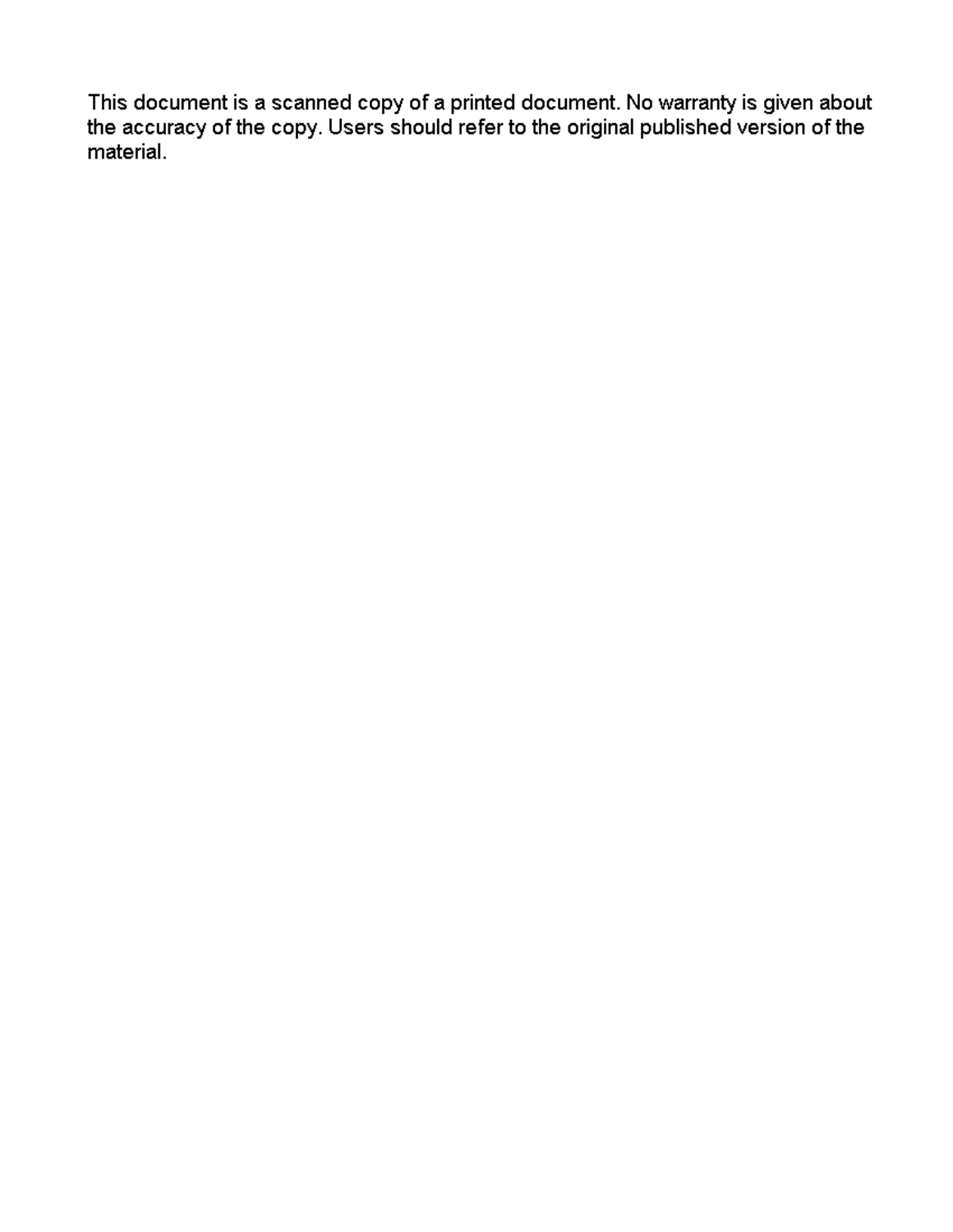This document is a scanned copy of a printed document. No warranty is given about the accuracy of the copy. Users should refer to the original published version of the material.